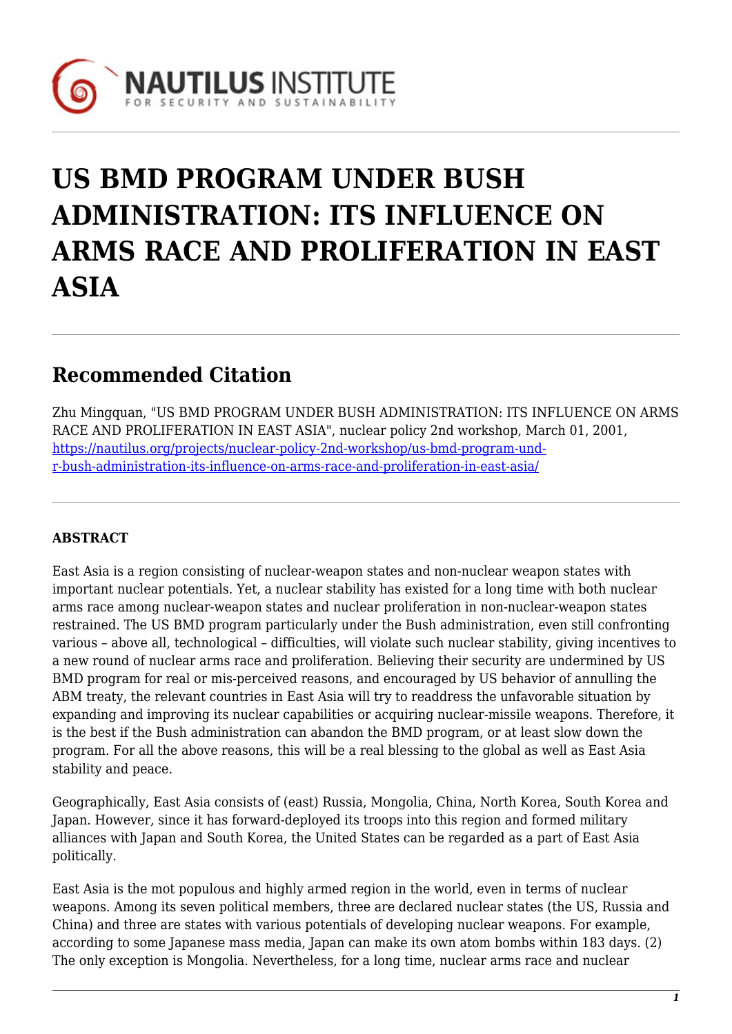# US BMD PROGRAM UNDER BUSH ADMINISTRATION: ITS INFLUENCE ON ARMS RACE AND PROLIFERATION IN EAST ASIA

## Recommended Citation

Zhu Mingquan, "US BMD PROGRAM UNDER BUSH ADMINISTRATION: ITS INFLUENCE ON ARMS RACE AND PROLIFERATION IN EAST ASIA", nuclear policy 2nd workshop, March 01, 2001, https://nautilus.org/projects/nuclear-policy-2nd-workshop/us-bmd-program-under-bush-administration-its-influence-on-arms-race-and-proliferation-in-east-asia/

**ABSTRACT**

East Asia is a region consisting of nuclear-weapon states and non-nuclear weapon states with important nuclear potentials. Yet, a nuclear stability has existed for a long time with both nuclear arms race among nuclear-weapon states and nuclear proliferation in non-nuclear-weapon states restrained. The US BMD program particularly under the Bush administration, even still confronting various – above all, technological – difficulties, will violate such nuclear stability, giving incentives to a new round of nuclear arms race and proliferation. Believing their security are undermined by US BMD program for real or mis-perceived reasons, and encouraged by US behavior of annulling the ABM treaty, the relevant countries in East Asia will try to readdress the unfavorable situation by expanding and improving its nuclear capabilities or acquiring nuclear-missile weapons. Therefore, it is the best if the Bush administration can abandon the BMD program, or at least slow down the program. For all the above reasons, this will be a real blessing to the global as well as East Asia stability and peace.

Geographically, East Asia consists of (east) Russia, Mongolia, China, North Korea, South Korea and Japan. However, since it has forward-deployed its troops into this region and formed military alliances with Japan and South Korea, the United States can be regarded as a part of East Asia politically.

East Asia is the mot populous and highly armed region in the world, even in terms of nuclear weapons. Among its seven political members, three are declared nuclear states (the US, Russia and China) and three are states with various potentials of developing nuclear weapons. For example, according to some Japanese mass media, Japan can make its own atom bombs within 183 days. (2) The only exception is Mongolia. Nevertheless, for a long time, nuclear arms race and nuclear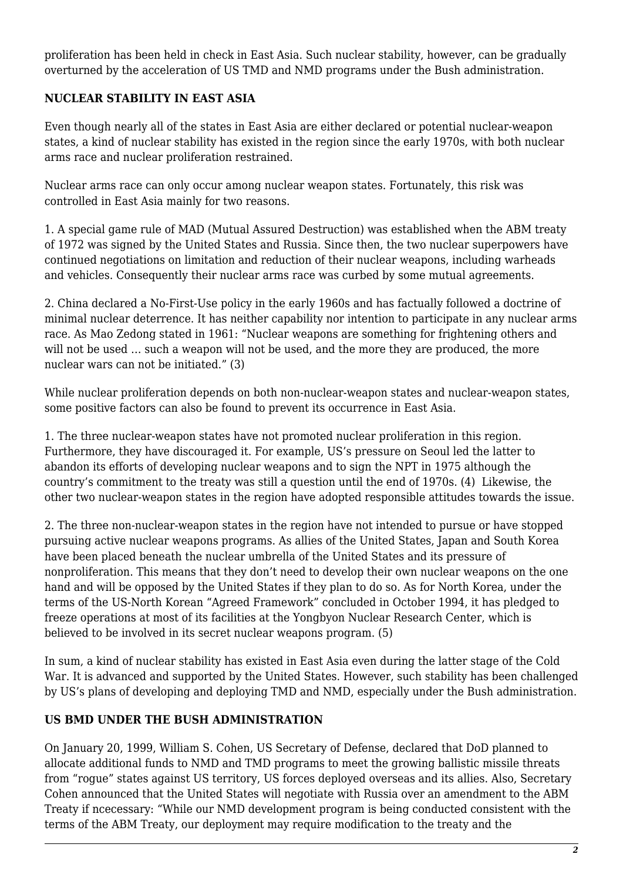proliferation has been held in check in East Asia. Such nuclear stability, however, can be gradually overturned by the acceleration of US TMD and NMD programs under the Bush administration.

**NUCLEAR STABILITY IN EAST ASIA**

Even though nearly all of the states in East Asia are either declared or potential nuclear-weapon states, a kind of nuclear stability has existed in the region since the early 1970s, with both nuclear arms race and nuclear proliferation restrained.

Nuclear arms race can only occur among nuclear weapon states. Fortunately, this risk was controlled in East Asia mainly for two reasons.

1. A special game rule of MAD (Mutual Assured Destruction) was established when the ABM treaty of 1972 was signed by the United States and Russia. Since then, the two nuclear superpowers have continued negotiations on limitation and reduction of their nuclear weapons, including warheads and vehicles. Consequently their nuclear arms race was curbed by some mutual agreements.

2. China declared a No-First-Use policy in the early 1960s and has factually followed a doctrine of minimal nuclear deterrence. It has neither capability nor intention to participate in any nuclear arms race. As Mao Zedong stated in 1961: "Nuclear weapons are something for frightening others and will not be used ... such a weapon will not be used, and the more they are produced, the more nuclear wars can not be initiated." (3)

While nuclear proliferation depends on both non-nuclear-weapon states and nuclear-weapon states, some positive factors can also be found to prevent its occurrence in East Asia.

1. The three nuclear-weapon states have not promoted nuclear proliferation in this region. Furthermore, they have discouraged it. For example, US's pressure on Seoul led the latter to abandon its efforts of developing nuclear weapons and to sign the NPT in 1975 although the country's commitment to the treaty was still a question until the end of 1970s. (4) Likewise, the other two nuclear-weapon states in the region have adopted responsible attitudes towards the issue.

2. The three non-nuclear-weapon states in the region have not intended to pursue or have stopped pursuing active nuclear weapons programs. As allies of the United States, Japan and South Korea have been placed beneath the nuclear umbrella of the United States and its pressure of nonproliferation. This means that they don't need to develop their own nuclear weapons on the one hand and will be opposed by the United States if they plan to do so. As for North Korea, under the terms of the US-North Korean "Agreed Framework" concluded in October 1994, it has pledged to freeze operations at most of its facilities at the Yongbyon Nuclear Research Center, which is believed to be involved in its secret nuclear weapons program. (5)

In sum, a kind of nuclear stability has existed in East Asia even during the latter stage of the Cold War. It is advanced and supported by the United States. However, such stability has been challenged by US's plans of developing and deploying TMD and NMD, especially under the Bush administration.

**US BMD UNDER THE BUSH ADMINISTRATION**

On January 20, 1999, William S. Cohen, US Secretary of Defense, declared that DoD planned to allocate additional funds to NMD and TMD programs to meet the growing ballistic missile threats from "rogue" states against US territory, US forces deployed overseas and its allies. Also, Secretary Cohen announced that the United States will negotiate with Russia over an amendment to the ABM Treaty if ncecessary: "While our NMD development program is being conducted consistent with the terms of the ABM Treaty, our deployment may require modification to the treaty and the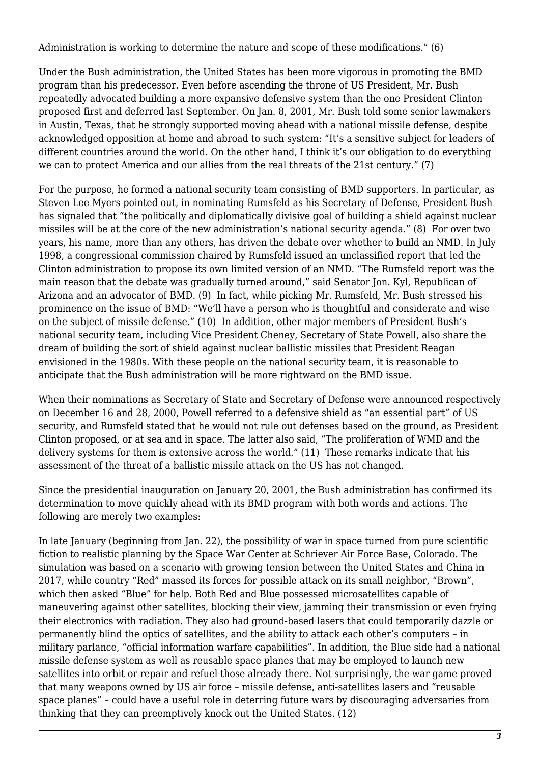Administration is working to determine the nature and scope of these modifications." (6)

Under the Bush administration, the United States has been more vigorous in promoting the BMD program than his predecessor. Even before ascending the throne of US President, Mr. Bush repeatedly advocated building a more expansive defensive system than the one President Clinton proposed first and deferred last September. On Jan. 8, 2001, Mr. Bush told some senior lawmakers in Austin, Texas, that he strongly supported moving ahead with a national missile defense, despite acknowledged opposition at home and abroad to such system: "It's a sensitive subject for leaders of different countries around the world. On the other hand, I think it's our obligation to do everything we can to protect America and our allies from the real threats of the 21st century." (7)

For the purpose, he formed a national security team consisting of BMD supporters. In particular, as Steven Lee Myers pointed out, in nominating Rumsfeld as his Secretary of Defense, President Bush has signaled that "the politically and diplomatically divisive goal of building a shield against nuclear missiles will be at the core of the new administration's national security agenda." (8) For over two years, his name, more than any others, has driven the debate over whether to build an NMD. In July 1998, a congressional commission chaired by Rumsfeld issued an unclassified report that led the Clinton administration to propose its own limited version of an NMD. "The Rumsfeld report was the main reason that the debate was gradually turned around," said Senator Jon. Kyl, Republican of Arizona and an advocator of BMD. (9) In fact, while picking Mr. Rumsfeld, Mr. Bush stressed his prominence on the issue of BMD: "We'll have a person who is thoughtful and considerate and wise on the subject of missile defense." (10) In addition, other major members of President Bush's national security team, including Vice President Cheney, Secretary of State Powell, also share the dream of building the sort of shield against nuclear ballistic missiles that President Reagan envisioned in the 1980s. With these people on the national security team, it is reasonable to anticipate that the Bush administration will be more rightward on the BMD issue.

When their nominations as Secretary of State and Secretary of Defense were announced respectively on December 16 and 28, 2000, Powell referred to a defensive shield as "an essential part" of US security, and Rumsfeld stated that he would not rule out defenses based on the ground, as President Clinton proposed, or at sea and in space. The latter also said, "The proliferation of WMD and the delivery systems for them is extensive across the world." (11) These remarks indicate that his assessment of the threat of a ballistic missile attack on the US has not changed.

Since the presidential inauguration on January 20, 2001, the Bush administration has confirmed its determination to move quickly ahead with its BMD program with both words and actions. The following are merely two examples:

In late January (beginning from Jan. 22), the possibility of war in space turned from pure scientific fiction to realistic planning by the Space War Center at Schriever Air Force Base, Colorado. The simulation was based on a scenario with growing tension between the United States and China in 2017, while country "Red" massed its forces for possible attack on its small neighbor, "Brown", which then asked "Blue" for help. Both Red and Blue possessed microsatellites capable of maneuvering against other satellites, blocking their view, jamming their transmission or even frying their electronics with radiation. They also had ground-based lasers that could temporarily dazzle or permanently blind the optics of satellites, and the ability to attack each other's computers – in military parlance, "official information warfare capabilities". In addition, the Blue side had a national missile defense system as well as reusable space planes that may be employed to launch new satellites into orbit or repair and refuel those already there. Not surprisingly, the war game proved that many weapons owned by US air force – missile defense, anti-satellites lasers and "reusable space planes" – could have a useful role in deterring future wars by discouraging adversaries from thinking that they can preemptively knock out the United States. (12)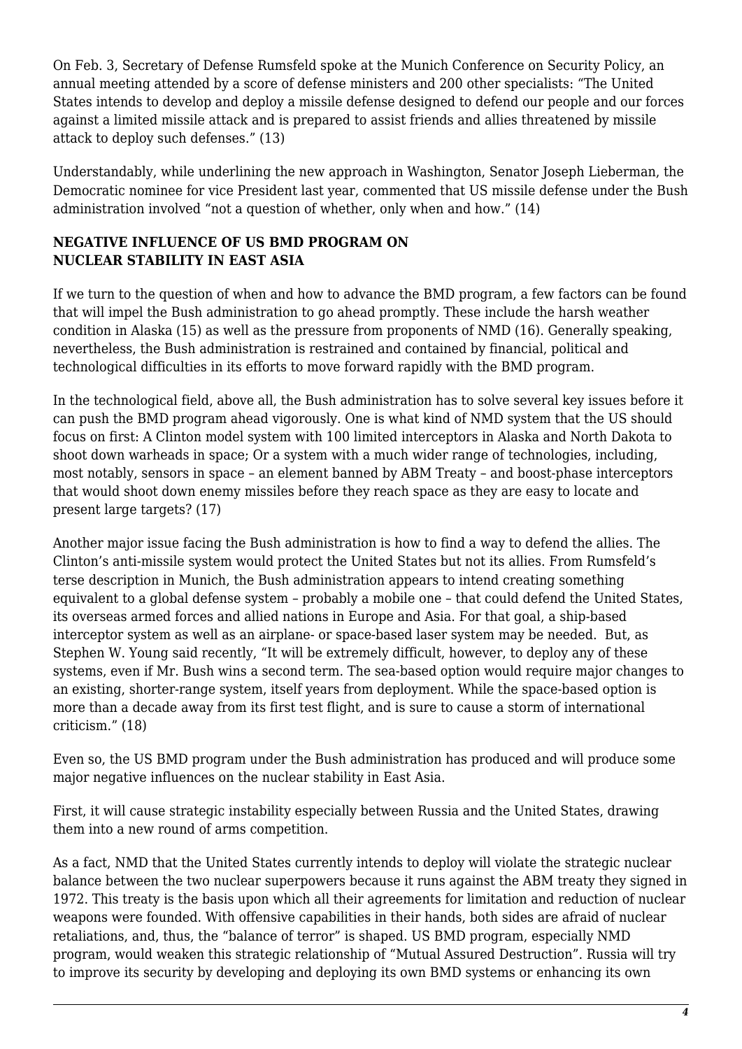On Feb. 3, Secretary of Defense Rumsfeld spoke at the Munich Conference on Security Policy, an annual meeting attended by a score of defense ministers and 200 other specialists: "The United States intends to develop and deploy a missile defense designed to defend our people and our forces against a limited missile attack and is prepared to assist friends and allies threatened by missile attack to deploy such defenses." (13)

Understandably, while underlining the new approach in Washington, Senator Joseph Lieberman, the Democratic nominee for vice President last year, commented that US missile defense under the Bush administration involved "not a question of whether, only when and how." (14)

**NEGATIVE INFLUENCE OF US BMD PROGRAM ON NUCLEAR STABILITY IN EAST ASIA**

If we turn to the question of when and how to advance the BMD program, a few factors can be found that will impel the Bush administration to go ahead promptly. These include the harsh weather condition in Alaska (15) as well as the pressure from proponents of NMD (16). Generally speaking, nevertheless, the Bush administration is restrained and contained by financial, political and technological difficulties in its efforts to move forward rapidly with the BMD program.

In the technological field, above all, the Bush administration has to solve several key issues before it can push the BMD program ahead vigorously. One is what kind of NMD system that the US should focus on first: A Clinton model system with 100 limited interceptors in Alaska and North Dakota to shoot down warheads in space; Or a system with a much wider range of technologies, including, most notably, sensors in space – an element banned by ABM Treaty – and boost-phase interceptors that would shoot down enemy missiles before they reach space as they are easy to locate and present large targets? (17)

Another major issue facing the Bush administration is how to find a way to defend the allies. The Clinton's anti-missile system would protect the United States but not its allies. From Rumsfeld's terse description in Munich, the Bush administration appears to intend creating something equivalent to a global defense system – probably a mobile one – that could defend the United States, its overseas armed forces and allied nations in Europe and Asia. For that goal, a ship-based interceptor system as well as an airplane- or space-based laser system may be needed. But, as Stephen W. Young said recently, "It will be extremely difficult, however, to deploy any of these systems, even if Mr. Bush wins a second term. The sea-based option would require major changes to an existing, shorter-range system, itself years from deployment. While the space-based option is more than a decade away from its first test flight, and is sure to cause a storm of international criticism." (18)

Even so, the US BMD program under the Bush administration has produced and will produce some major negative influences on the nuclear stability in East Asia.

First, it will cause strategic instability especially between Russia and the United States, drawing them into a new round of arms competition.

As a fact, NMD that the United States currently intends to deploy will violate the strategic nuclear balance between the two nuclear superpowers because it runs against the ABM treaty they signed in 1972. This treaty is the basis upon which all their agreements for limitation and reduction of nuclear weapons were founded. With offensive capabilities in their hands, both sides are afraid of nuclear retaliations, and, thus, the "balance of terror" is shaped. US BMD program, especially NMD program, would weaken this strategic relationship of "Mutual Assured Destruction". Russia will try to improve its security by developing and deploying its own BMD systems or enhancing its own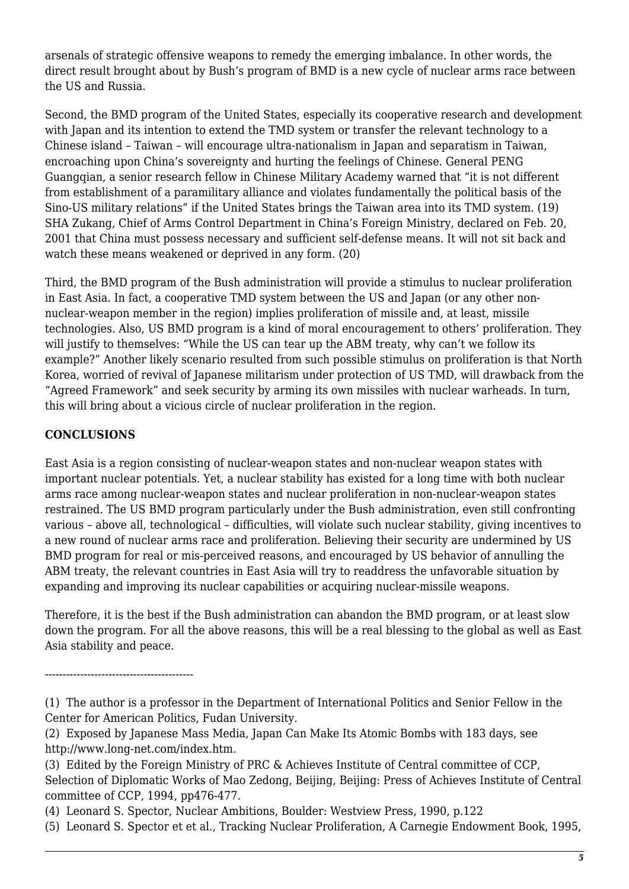arsenals of strategic offensive weapons to remedy the emerging imbalance. In other words, the direct result brought about by Bush's program of BMD is a new cycle of nuclear arms race between the US and Russia.

Second, the BMD program of the United States, especially its cooperative research and development with Japan and its intention to extend the TMD system or transfer the relevant technology to a Chinese island – Taiwan – will encourage ultra-nationalism in Japan and separatism in Taiwan, encroaching upon China's sovereignty and hurting the feelings of Chinese. General PENG Guangqian, a senior research fellow in Chinese Military Academy warned that "it is not different from establishment of a paramilitary alliance and violates fundamentally the political basis of the Sino-US military relations" if the United States brings the Taiwan area into its TMD system. (19) SHA Zukang, Chief of Arms Control Department in China's Foreign Ministry, declared on Feb. 20, 2001 that China must possess necessary and sufficient self-defense means. It will not sit back and watch these means weakened or deprived in any form. (20)

Third, the BMD program of the Bush administration will provide a stimulus to nuclear proliferation in East Asia. In fact, a cooperative TMD system between the US and Japan (or any other non-nuclear-weapon member in the region) implies proliferation of missile and, at least, missile technologies. Also, US BMD program is a kind of moral encouragement to others' proliferation. They will justify to themselves: "While the US can tear up the ABM treaty, why can't we follow its example?" Another likely scenario resulted from such possible stimulus on proliferation is that North Korea, worried of revival of Japanese militarism under protection of US TMD, will drawback from the "Agreed Framework" and seek security by arming its own missiles with nuclear warheads. In turn, this will bring about a vicious circle of nuclear proliferation in the region.

**CONCLUSIONS**

East Asia is a region consisting of nuclear-weapon states and non-nuclear weapon states with important nuclear potentials. Yet, a nuclear stability has existed for a long time with both nuclear arms race among nuclear-weapon states and nuclear proliferation in non-nuclear-weapon states restrained. The US BMD program particularly under the Bush administration, even still confronting various – above all, technological – difficulties, will violate such nuclear stability, giving incentives to a new round of nuclear arms race and proliferation. Believing their security are undermined by US BMD program for real or mis-perceived reasons, and encouraged by US behavior of annulling the ABM treaty, the relevant countries in East Asia will try to readdress the unfavorable situation by expanding and improving its nuclear capabilities or acquiring nuclear-missile weapons.

Therefore, it is the best if the Bush administration can abandon the BMD program, or at least slow down the program. For all the above reasons, this will be a real blessing to the global as well as East Asia stability and peace.

------------------------------------------

(1) The author is a professor in the Department of International Politics and Senior Fellow in the Center for American Politics, Fudan University.

(2) Exposed by Japanese Mass Media, Japan Can Make Its Atomic Bombs with 183 days, see http://www.long-net.com/index.htm.

(3) Edited by the Foreign Ministry of PRC & Achieves Institute of Central committee of CCP, Selection of Diplomatic Works of Mao Zedong, Beijing, Beijing: Press of Achieves Institute of Central committee of CCP, 1994, pp476-477.

(4) Leonard S. Spector, Nuclear Ambitions, Boulder: Westview Press, 1990, p.122

(5) Leonard S. Spector et et al., Tracking Nuclear Proliferation, A Carnegie Endowment Book, 1995,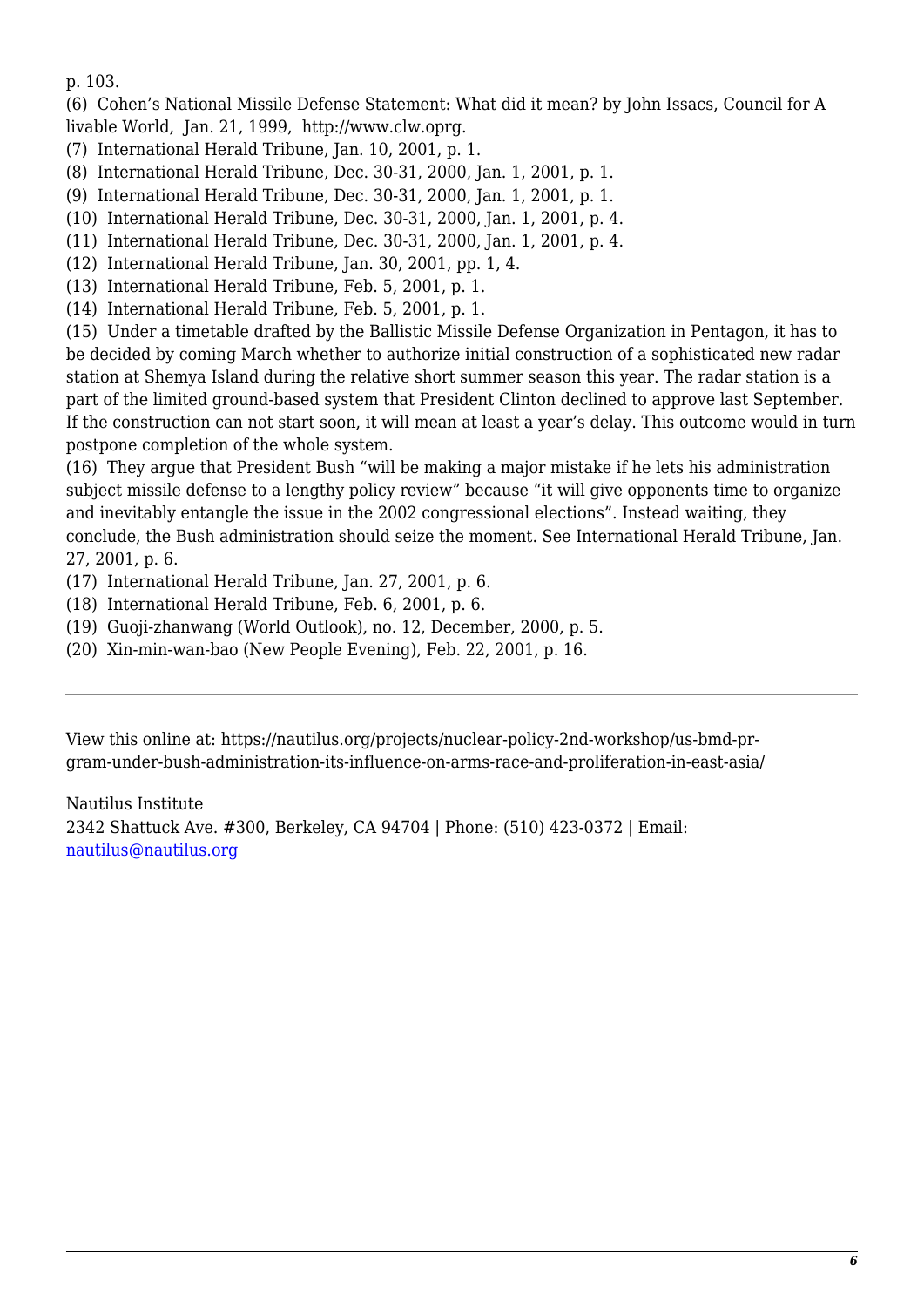p. 103.

(6) Cohen's National Missile Defense Statement: What did it mean? by John Issacs, Council for A livable World, Jan. 21, 1999, http://www.clw.oprg.

(7) International Herald Tribune, Jan. 10, 2001, p. 1.

(8) International Herald Tribune, Dec. 30-31, 2000, Jan. 1, 2001, p. 1.

(9) International Herald Tribune, Dec. 30-31, 2000, Jan. 1, 2001, p. 1.

(10) International Herald Tribune, Dec. 30-31, 2000, Jan. 1, 2001, p. 4.

(11) International Herald Tribune, Dec. 30-31, 2000, Jan. 1, 2001, p. 4.

(12) International Herald Tribune, Jan. 30, 2001, pp. 1, 4.

(13) International Herald Tribune, Feb. 5, 2001, p. 1.

(14) International Herald Tribune, Feb. 5, 2001, p. 1.

(15) Under a timetable drafted by the Ballistic Missile Defense Organization in Pentagon, it has to be decided by coming March whether to authorize initial construction of a sophisticated new radar station at Shemya Island during the relative short summer season this year. The radar station is a part of the limited ground-based system that President Clinton declined to approve last September. If the construction can not start soon, it will mean at least a year's delay. This outcome would in turn postpone completion of the whole system.

(16) They argue that President Bush "will be making a major mistake if he lets his administration subject missile defense to a lengthy policy review" because "it will give opponents time to organize and inevitably entangle the issue in the 2002 congressional elections". Instead waiting, they conclude, the Bush administration should seize the moment. See International Herald Tribune, Jan. 27, 2001, p. 6.

(17) International Herald Tribune, Jan. 27, 2001, p. 6.

(18) International Herald Tribune, Feb. 6, 2001, p. 6.

(19) Guoji-zhanwang (World Outlook), no. 12, December, 2000, p. 5.

(20) Xin-min-wan-bao (New People Evening), Feb. 22, 2001, p. 16.

---

View this online at: https://nautilus.org/projects/nuclear-policy-2nd-workshop/us-bmd-prgram-under-bush-administration-its-influence-on-arms-race-and-proliferation-in-east-asia/

Nautilus Institute
2342 Shattuck Ave. #300, Berkeley, CA 94704 | Phone: (510) 423-0372 | Email: nautilus@nautilus.org